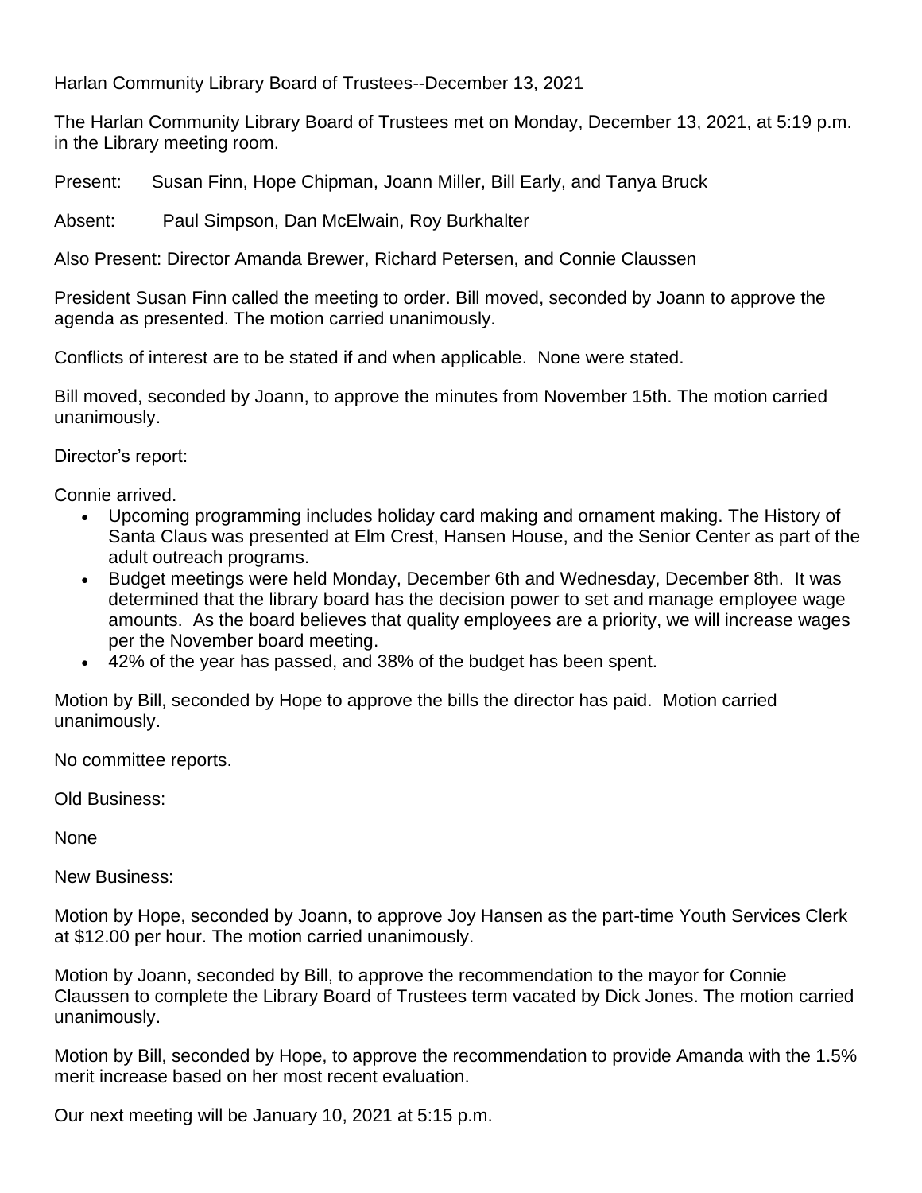Harlan Community Library Board of Trustees--December 13, 2021

The Harlan Community Library Board of Trustees met on Monday, December 13, 2021, at 5:19 p.m. in the Library meeting room.

Present: Susan Finn, Hope Chipman, Joann Miller, Bill Early, and Tanya Bruck

Absent: Paul Simpson, Dan McElwain, Roy Burkhalter

Also Present: Director Amanda Brewer, Richard Petersen, and Connie Claussen

President Susan Finn called the meeting to order. Bill moved, seconded by Joann to approve the agenda as presented. The motion carried unanimously.

Conflicts of interest are to be stated if and when applicable. None were stated.

Bill moved, seconded by Joann, to approve the minutes from November 15th. The motion carried unanimously.

Director's report:

Connie arrived.

- Upcoming programming includes holiday card making and ornament making. The History of Santa Claus was presented at Elm Crest, Hansen House, and the Senior Center as part of the adult outreach programs.
- Budget meetings were held Monday, December 6th and Wednesday, December 8th. It was determined that the library board has the decision power to set and manage employee wage amounts. As the board believes that quality employees are a priority, we will increase wages per the November board meeting.
- 42% of the year has passed, and 38% of the budget has been spent.

Motion by Bill, seconded by Hope to approve the bills the director has paid. Motion carried unanimously.

No committee reports.

Old Business:

None

New Business:

Motion by Hope, seconded by Joann, to approve Joy Hansen as the part-time Youth Services Clerk at $12.00 per hour. The motion carried unanimously.

Motion by Joann, seconded by Bill, to approve the recommendation to the mayor for Connie Claussen to complete the Library Board of Trustees term vacated by Dick Jones. The motion carried unanimously.

Motion by Bill, seconded by Hope, to approve the recommendation to provide Amanda with the 1.5% merit increase based on her most recent evaluation.

Our next meeting will be January 10, 2021 at 5:15 p.m.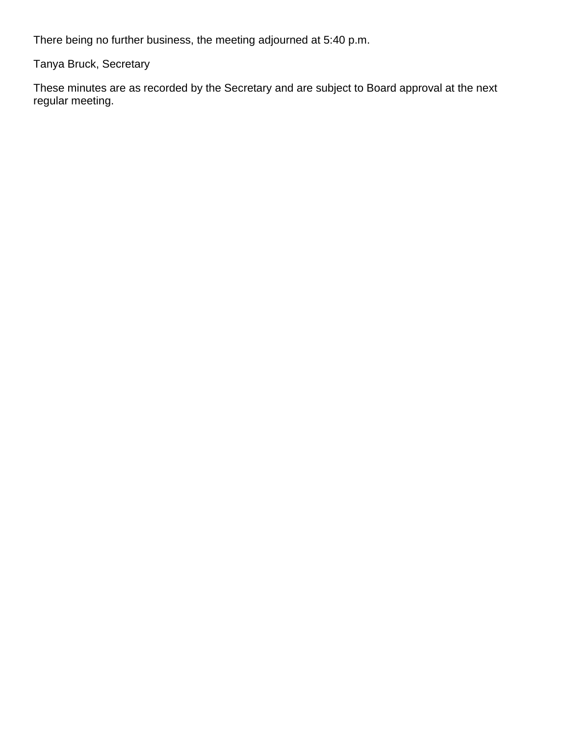There being no further business, the meeting adjourned at 5:40 p.m.

Tanya Bruck, Secretary

These minutes are as recorded by the Secretary and are subject to Board approval at the next regular meeting.